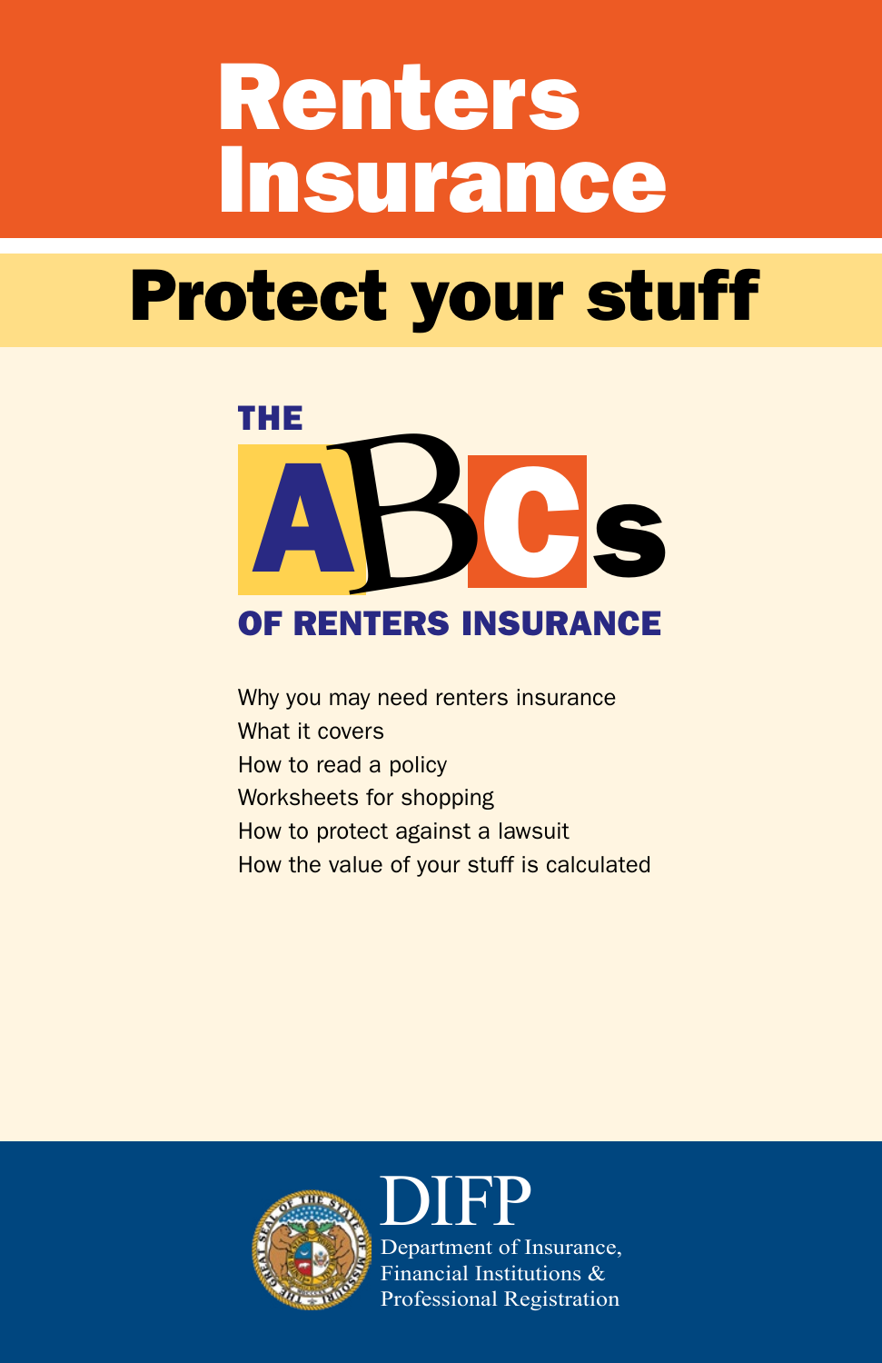# Renters Insurance

## Protect your stuff

### THE ABCs OF RENTERS INSURANCE

Why you may need renters insurance
What it covers
How to read a policy
Worksheets for shopping
How to protect against a lawsuit
How the value of your stuff is calculated

DIFP
Department of Insurance, Financial Institutions & Professional Registration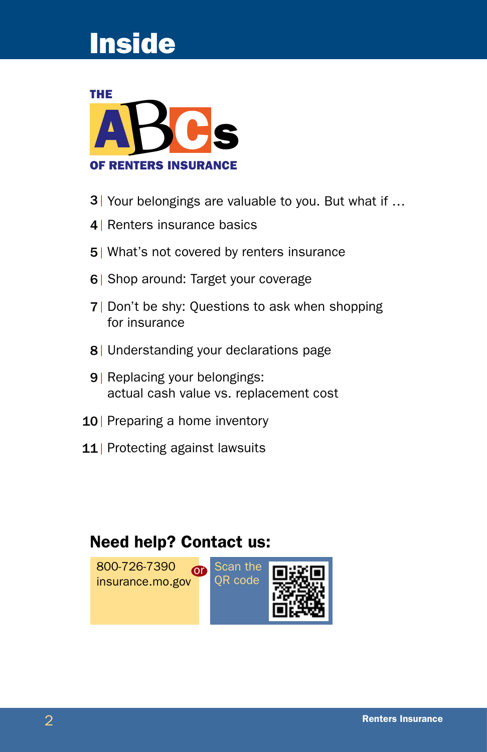# Inside

THE ABCs OF RENTERS INSURANCE

3 | Your belongings are valuable to you. But what if …

4 | Renters insurance basics

5 | What's not covered by renters insurance

6 | Shop around: Target your coverage

7 | Don't be shy: Questions to ask when shopping for insurance

8 | Understanding your declarations page

9 | Replacing your belongings: actual cash value vs. replacement cost

10 | Preparing a home inventory

11 | Protecting against lawsuits

## Need help? Contact us:

800-726-7390
insurance.mo.gov

or

Scan the QR code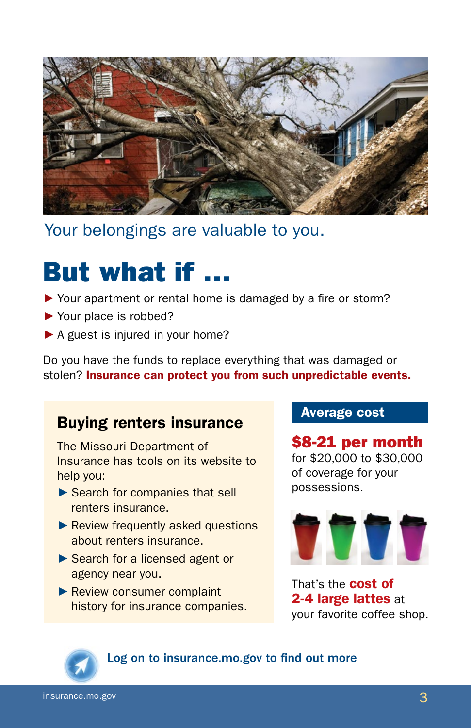Your belongings are valuable to you.

# But what if ...

- Your apartment or rental home is damaged by a fire or storm?
- Your place is robbed?
- A guest is injured in your home?

Do you have the funds to replace everything that was damaged or stolen? **Insurance can protect you from such unpredictable events.**

## Buying renters insurance

The Missouri Department of Insurance has tools on its website to help you:

- Search for companies that sell renters insurance.
- Review frequently asked questions about renters insurance.
- Search for a licensed agent or agency near you.
- Review consumer complaint history for insurance companies.

## Average cost

**$8-21 per month** for $20,000 to $30,000 of coverage for your possessions.

That's the **cost of 2-4 large lattes** at your favorite coffee shop.

**Log on to insurance.mo.gov to find out more**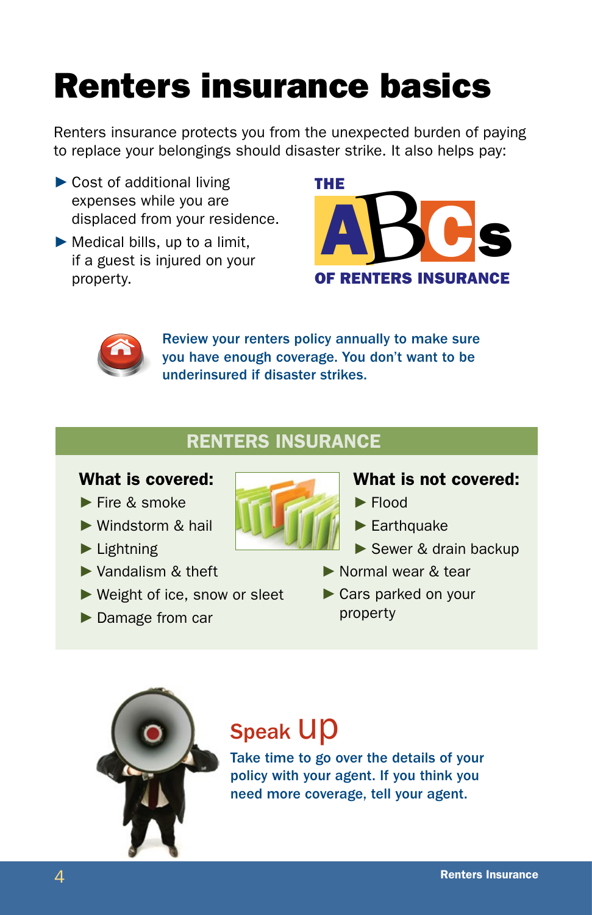# Renters insurance basics

Renters insurance protects you from the unexpected burden of paying to replace your belongings should disaster strike. It also helps pay:

- Cost of additional living expenses while you are displaced from your residence.
- Medical bills, up to a limit, if a guest is injured on your property.

THE ABCs OF RENTERS INSURANCE

**Review your renters policy annually to make sure you have enough coverage. You don't want to be underinsured if disaster strikes.**

## RENTERS INSURANCE

### What is covered:

- Fire & smoke
- Windstorm & hail
- Lightning
- Vandalism & theft
- Weight of ice, snow or sleet
- Damage from car

### What is not covered:

- Flood
- Earthquake
- Sewer & drain backup
- Normal wear & tear
- Cars parked on your property

## Speak up

**Take time to go over the details of your policy with your agent. If you think you need more coverage, tell your agent.**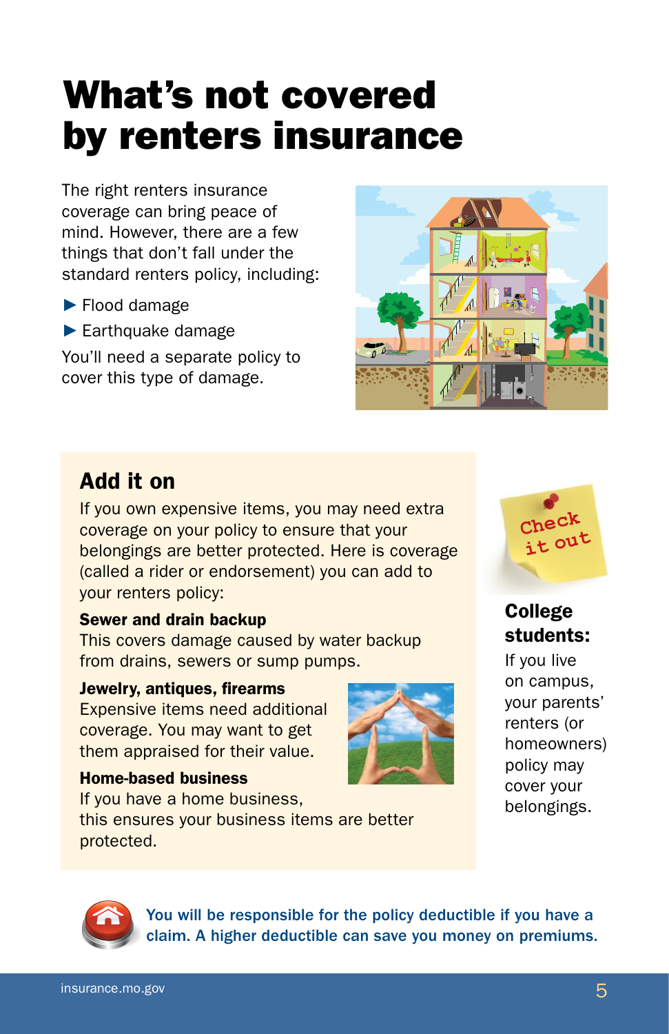# What's not covered by renters insurance

The right renters insurance coverage can bring peace of mind. However, there are a few things that don't fall under the standard renters policy, including:

- Flood damage
- Earthquake damage

You'll need a separate policy to cover this type of damage.

## Add it on

If you own expensive items, you may need extra coverage on your policy to ensure that your belongings are better protected. Here is coverage (called a rider or endorsement) you can add to your renters policy:

**Sewer and drain backup**
This covers damage caused by water backup from drains, sewers or sump pumps.

**Jewelry, antiques, firearms**
Expensive items need additional coverage. You may want to get them appraised for their value.

**Home-based business**
If you have a home business, this ensures your business items are better protected.

Check it out

**College students:**
If you live on campus, your parents' renters (or homeowners) policy may cover your belongings.

**You will be responsible for the policy deductible if you have a claim. A higher deductible can save you money on premiums.**

insurance.mo.gov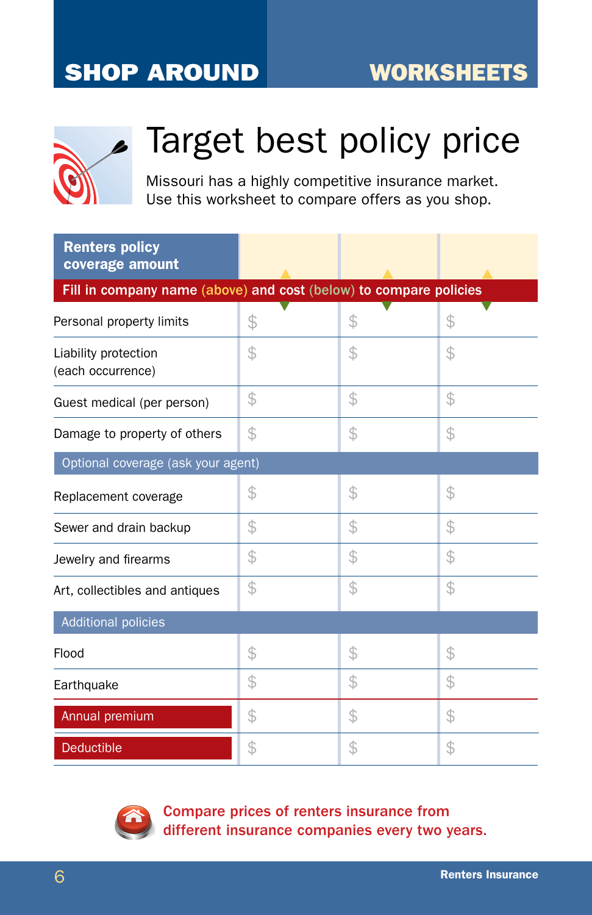SHOP AROUND WORKSHEETS

# Target best policy price

Missouri has a highly competitive insurance market. Use this worksheet to compare offers as you shop.

| Renters policy coverage amount | | | |
|---|---|---|---|
| **Fill in company name (above) and cost (below) to compare policies** | | | |
| Personal property limits | $ | $ | $ |
| Liability protection (each occurrence) | $ | $ | $ |
| Guest medical (per person) | $ | $ | $ |
| Damage to property of others | $ | $ | $ |
| Optional coverage (ask your agent) | | | |
| Replacement coverage | $ | $ | $ |
| Sewer and drain backup | $ | $ | $ |
| Jewelry and firearms | $ | $ | $ |
| Art, collectibles and antiques | $ | $ | $ |
| Additional policies | | | |
| Flood | $ | $ | $ |
| Earthquake | $ | $ | $ |
| Annual premium | $ | $ | $ |
| Deductible | $ | $ | $ |

**Compare prices of renters insurance from different insurance companies every two years.**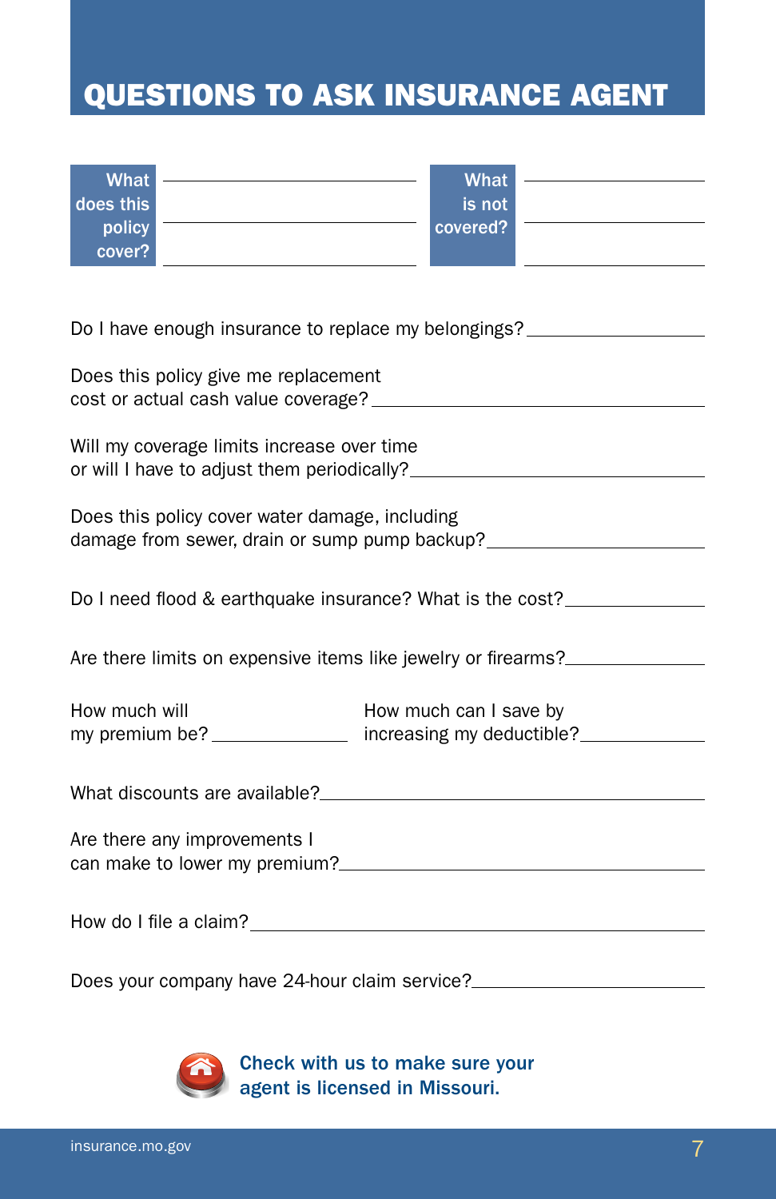# QUESTIONS TO ASK INSURANCE AGENT

What does this policy cover? ______________________

What is not covered? ______________________

Do I have enough insurance to replace my belongings? ______________________

Does this policy give me replacement cost or actual cash value coverage? ______________________

Will my coverage limits increase over time or will I have to adjust them periodically? ______________________

Does this policy cover water damage, including damage from sewer, drain or sump pump backup? ______________________

Do I need flood & earthquake insurance? What is the cost? ______________________

Are there limits on expensive items like jewelry or firearms? ______________________

How much will my premium be? ______________________

How much can I save by increasing my deductible? ______________________

What discounts are available? ______________________

Are there any improvements I can make to lower my premium? ______________________

How do I file a claim? ______________________

Does your company have 24-hour claim service? ______________________

**Check with us to make sure your agent is licensed in Missouri.**

insurance.mo.gov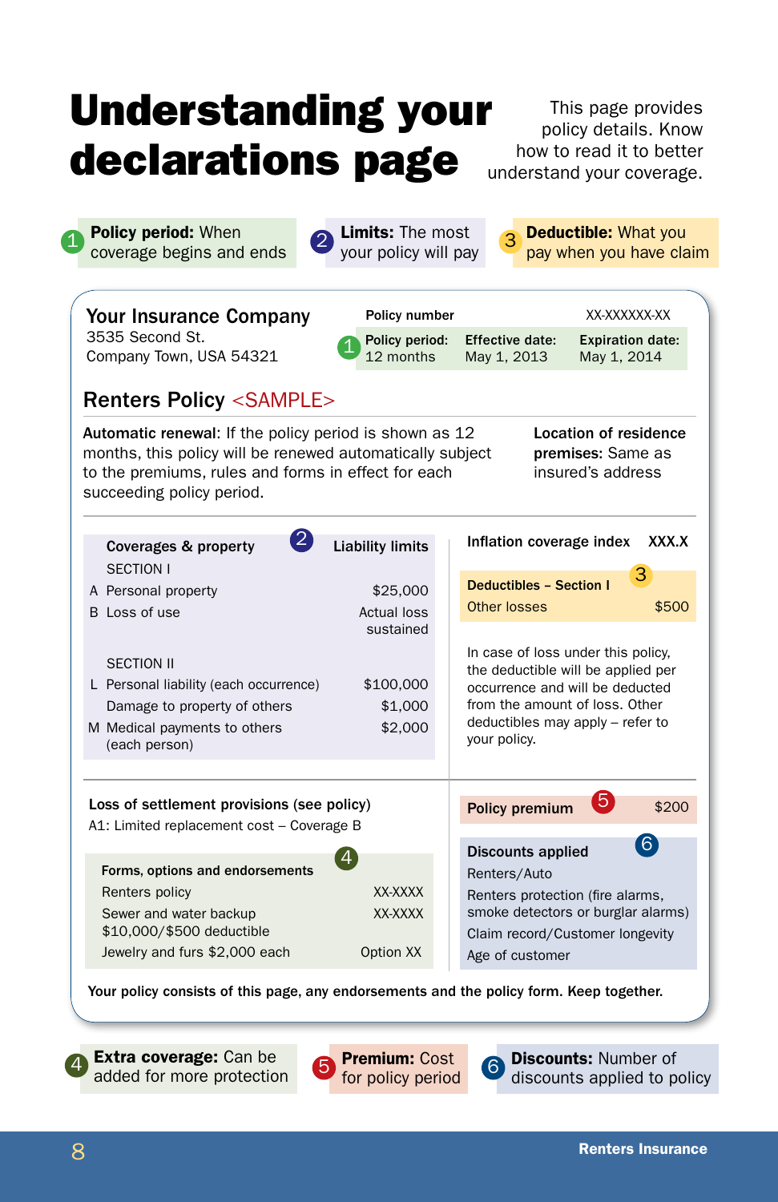# Understanding your declarations page

This page provides policy details. Know how to read it to better understand your coverage.

1 **Policy period:** When coverage begins and ends

2 **Limits:** The most your policy will pay

3 **Deductible:** What you pay when you have claim

---

**Your Insurance Company**
3535 Second St.
Company Town, USA 54321

| Policy number | | XX-XXXXXX-XX |
|---|---|---|
| 1 **Policy period:** 12 months | **Effective date:** May 1, 2013 | **Expiration date:** May 1, 2014 |

## Renters Policy <SAMPLE>

**Automatic renewal**: If the policy period is shown as 12 months, this policy will be renewed automatically subject to the premiums, rules and forms in effect for each succeeding policy period.

**Location of residence premises:** Same as insured's address

| | Coverages & property 2 | Liability limits |
|---|---|---|
| | SECTION I | |
| A | Personal property | $25,000 |
| B | Loss of use | Actual loss sustained |
| | SECTION II | |
| L | Personal liability (each occurrence) | $100,000 |
| | Damage to property of others | $1,000 |
| M | Medical payments to others (each person) | $2,000 |

**Inflation coverage index** XXX.X

| Deductibles – Section I 3 | |
|---|---|
| Other losses | $500 |

In case of loss under this policy, the deductible will be applied per occurrence and will be deducted from the amount of loss. Other deductibles may apply – refer to your policy.

**Loss of settlement provisions (see policy)**
A1: Limited replacement cost – Coverage B

| Forms, options and endorsements 4 | |
|---|---|
| Renters policy | XX-XXXX |
| Sewer and water backup $10,000/$500 deductible | XX-XXXX |
| Jewelry and furs $2,000 each | Option XX |

**Policy premium** 5 $200

**Discounts applied** 6
- Renters/Auto
- Renters protection (fire alarms, smoke detectors or burglar alarms)
- Claim record/Customer longevity
- Age of customer

**Your policy consists of this page, any endorsements and the policy form. Keep together.**

---

4 **Extra coverage:** Can be added for more protection

5 **Premium:** Cost for policy period

6 **Discounts:** Number of discounts applied to policy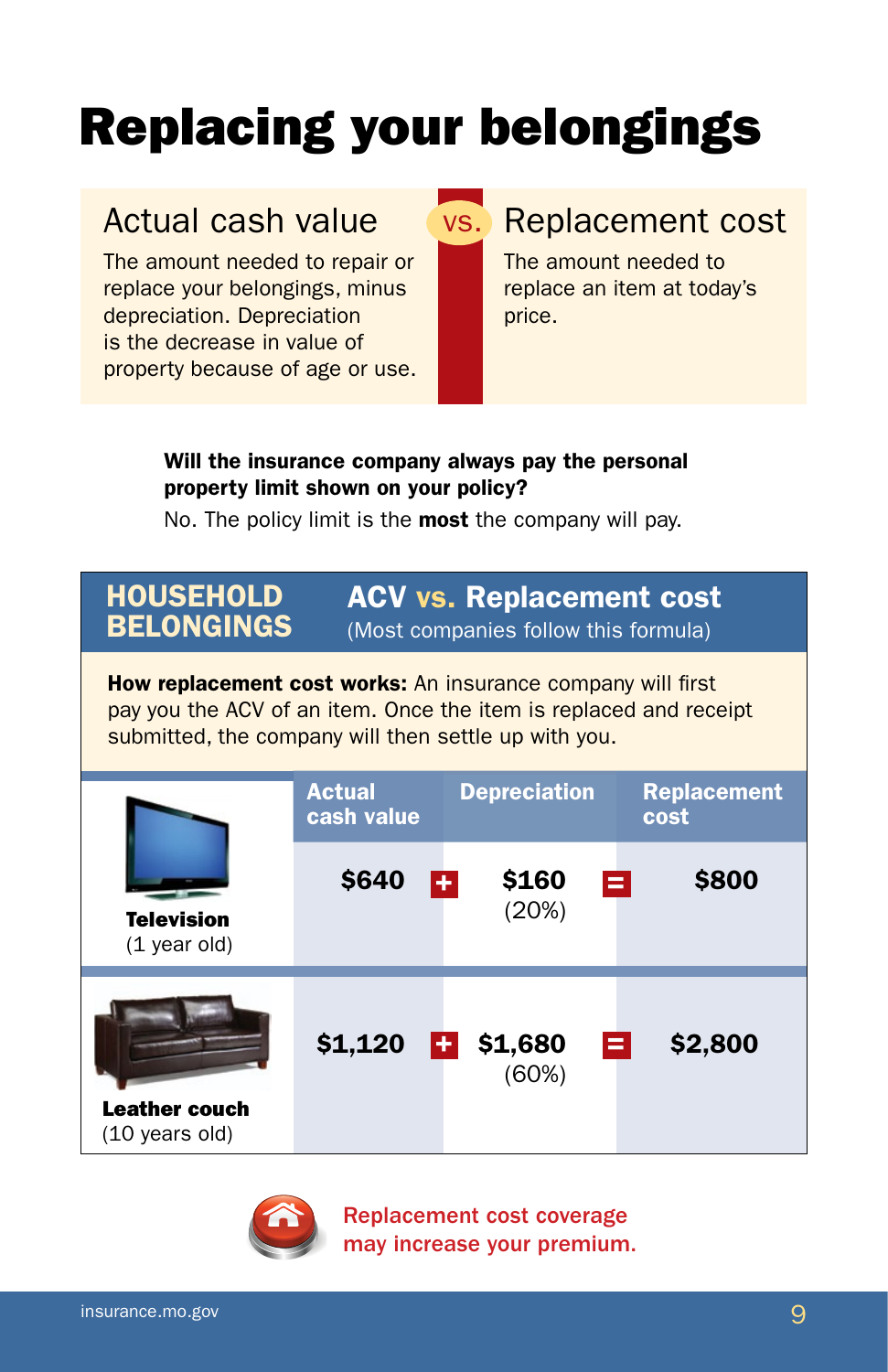# Replacing your belongings

## Actual cash value vs. Replacement cost

**Actual cash value**

The amount needed to repair or replace your belongings, minus depreciation. Depreciation is the decrease in value of property because of age or use.

**Replacement cost**

The amount needed to replace an item at today's price.

**Will the insurance company always pay the personal property limit shown on your policy?**

No. The policy limit is the **most** the company will pay.

## HOUSEHOLD BELONGINGS

### ACV vs. Replacement cost

(Most companies follow this formula)

**How replacement cost works:** An insurance company will first pay you the ACV of an item. Once the item is replaced and receipt submitted, the company will then settle up with you.

| | Actual cash value | | Depreciation | | Replacement cost |
|---|---|---|---|---|---|
| **Television** (1 year old) | **$640** | + | **$160** (20%) | = | **$800** |
| **Leather couch** (10 years old) | **$1,120** | + | **$1,680** (60%) | = | **$2,800** |

Replacement cost coverage may increase your premium.

insurance.mo.gov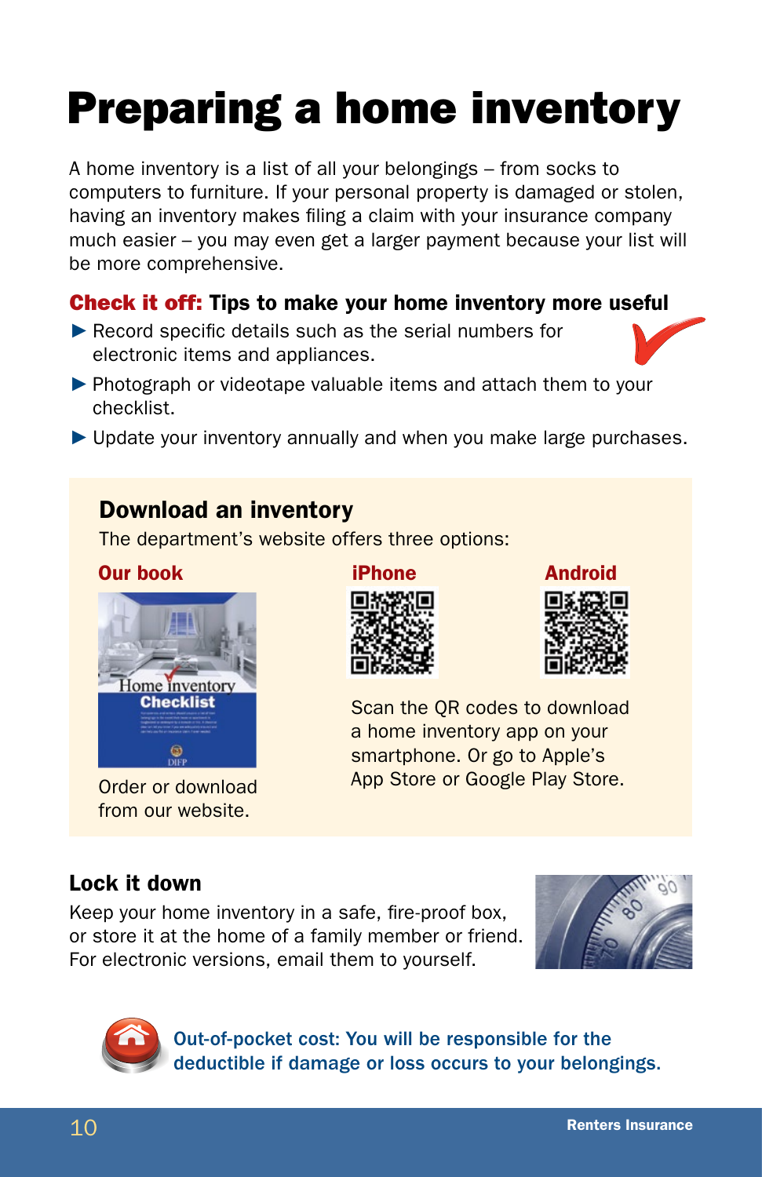# Preparing a home inventory

A home inventory is a list of all your belongings – from socks to computers to furniture. If your personal property is damaged or stolen, having an inventory makes filing a claim with your insurance company much easier – you may even get a larger payment because your list will be more comprehensive.

### Check it off: Tips to make your home inventory more useful

- Record specific details such as the serial numbers for electronic items and appliances.
- Photograph or videotape valuable items and attach them to your checklist.
- Update your inventory annually and when you make large purchases.

### Download an inventory

The department's website offers three options:

**Our book**

Order or download from our website.

**iPhone**

**Android**

Scan the QR codes to download a home inventory app on your smartphone. Or go to Apple's App Store or Google Play Store.

### Lock it down

Keep your home inventory in a safe, fire-proof box, or store it at the home of a family member or friend. For electronic versions, email them to yourself.

**Out-of-pocket cost: You will be responsible for the deductible if damage or loss occurs to your belongings.**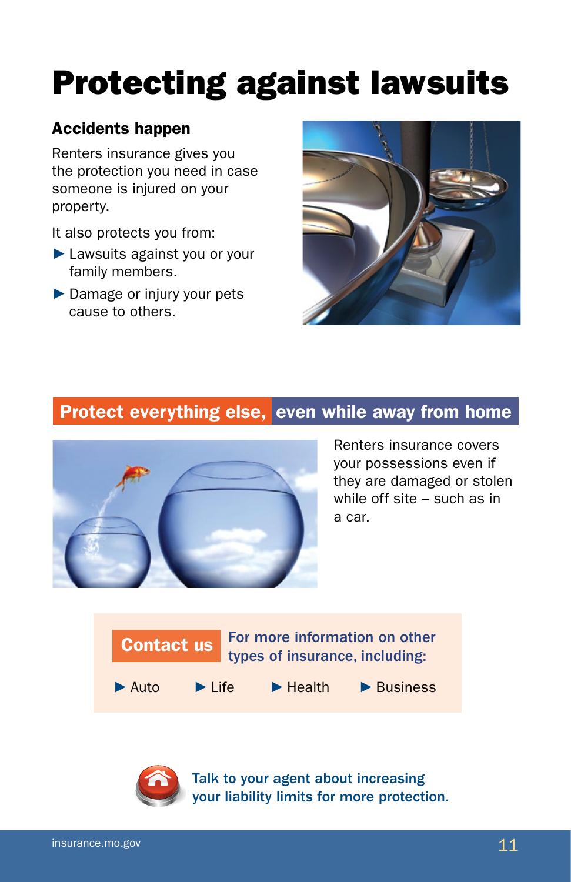# Protecting against lawsuits

### Accidents happen

Renters insurance gives you the protection you need in case someone is injured on your property.

It also protects you from:

- Lawsuits against you or your family members.
- Damage or injury your pets cause to others.

## Protect everything else, even while away from home

Renters insurance covers your possessions even if they are damaged or stolen while off site – such as in a car.

**Contact us** For more information on other types of insurance, including:

- Auto
- Life
- Health
- Business

**Talk to your agent about increasing your liability limits for more protection.**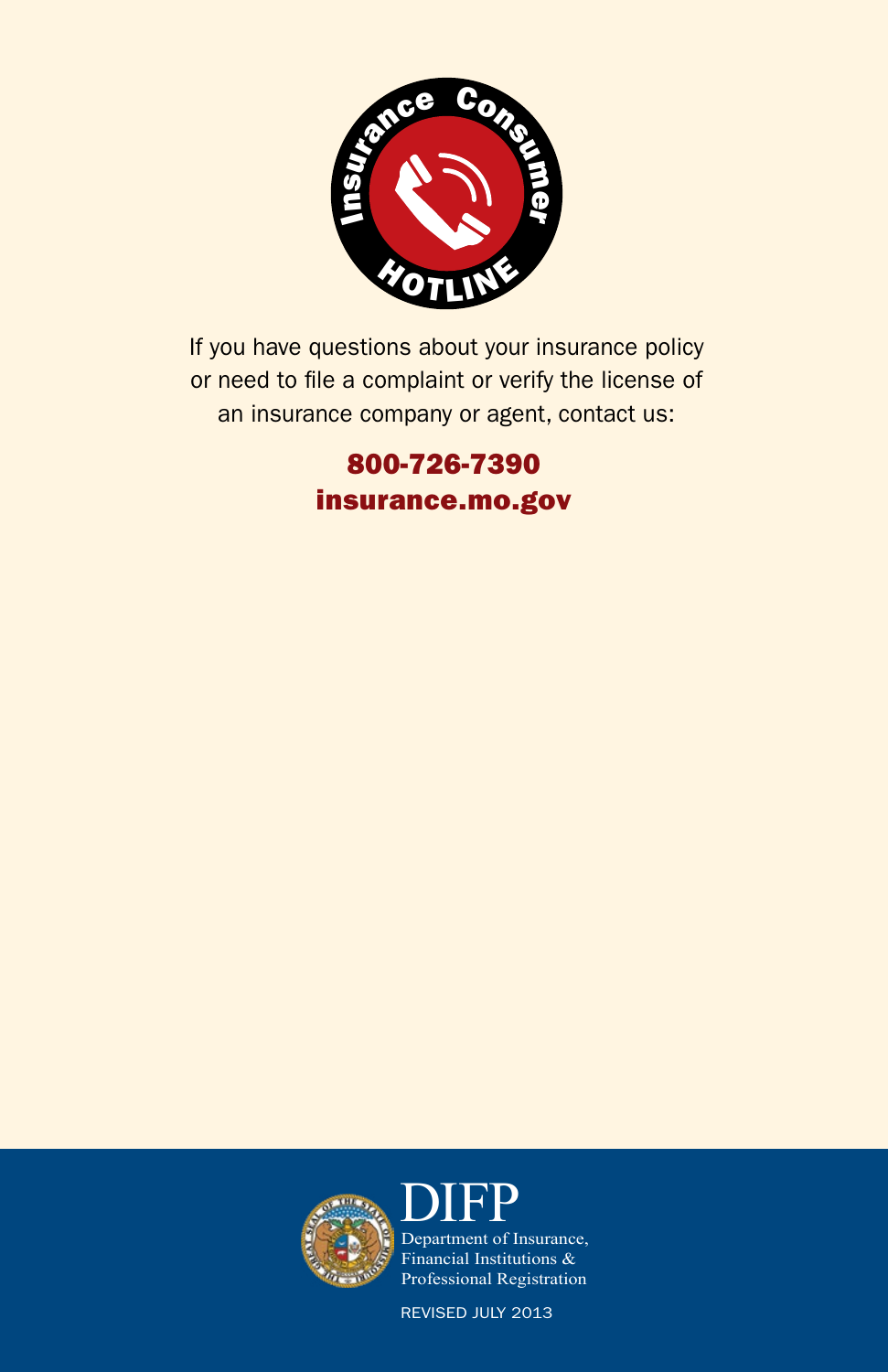Insurance Consumer HOTLINE

If you have questions about your insurance policy or need to file a complaint or verify the license of an insurance company or agent, contact us:

**800-726-7390**
**insurance.mo.gov**

DIFP
Department of Insurance, Financial Institutions & Professional Registration

REVISED JULY 2013